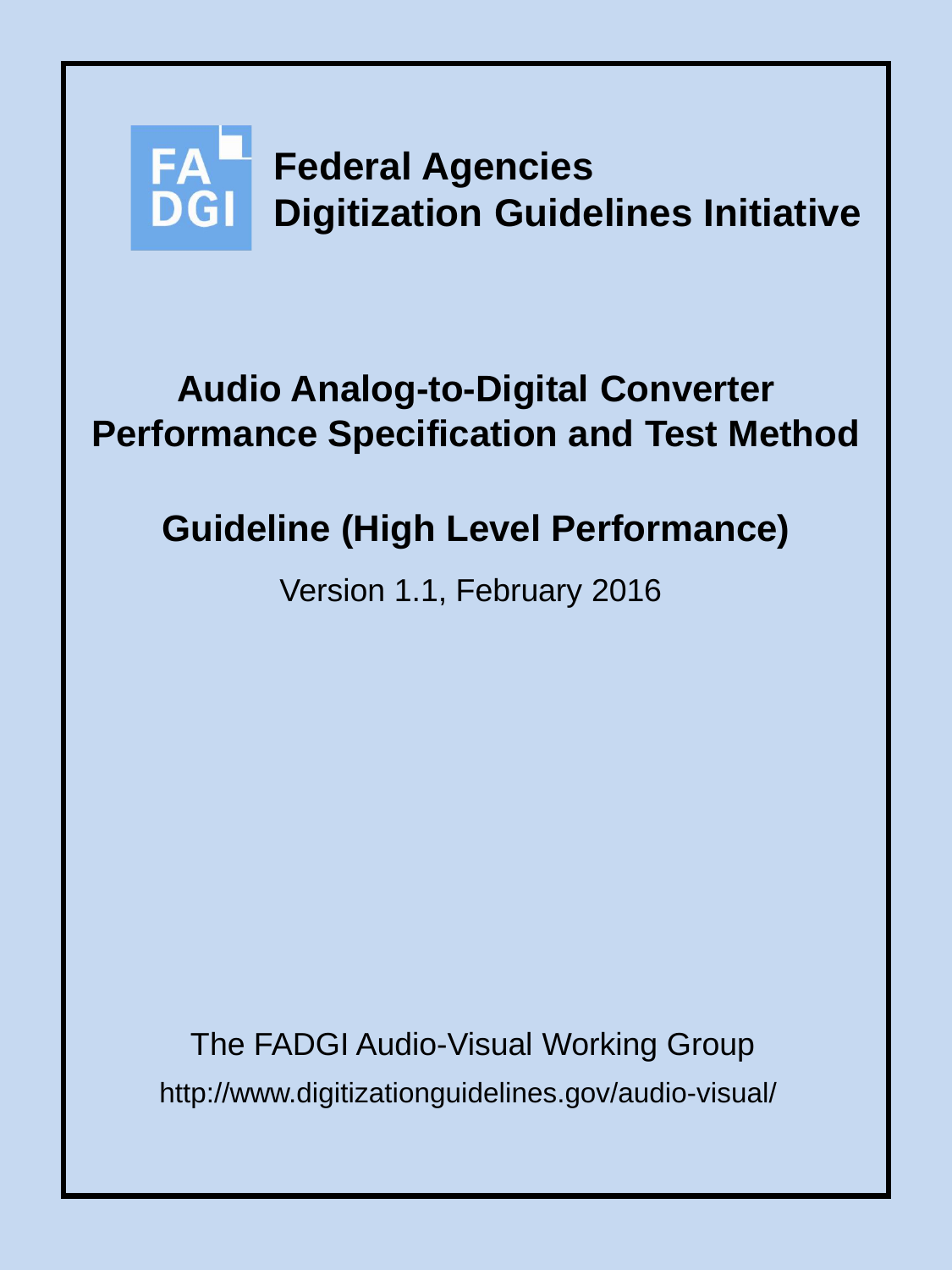FA
DGI

**Federal Agencies**
**Digitization Guidelines Initiative**

# Audio Analog-to-Digital Converter Performance Specification and Test Method

## Guideline (High Level Performance)

Version 1.1, February 2016

The FADGI Audio-Visual Working Group

http://www.digitizationguidelines.gov/audio-visual/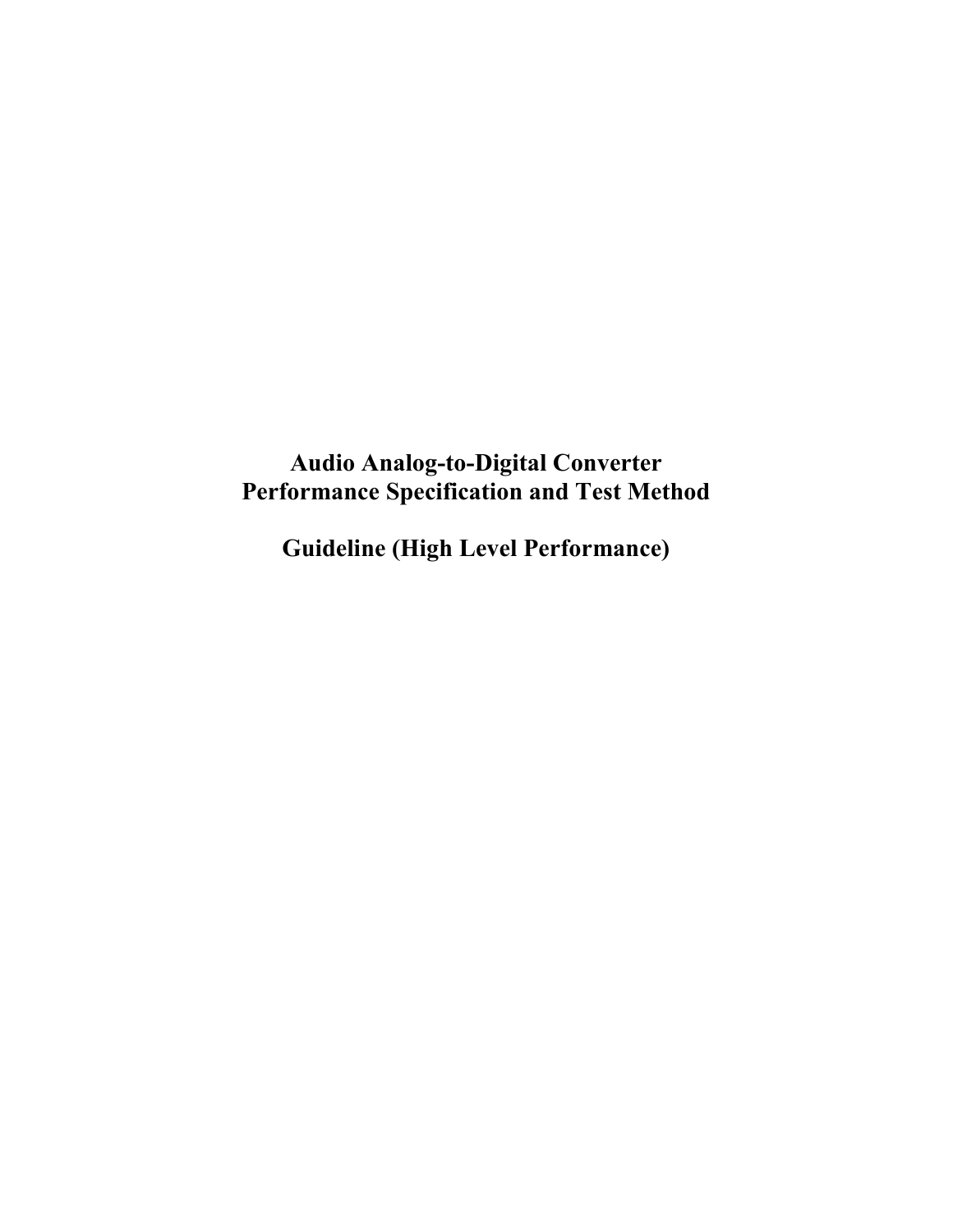# Audio Analog-to-Digital Converter Performance Specification and Test Method

## Guideline (High Level Performance)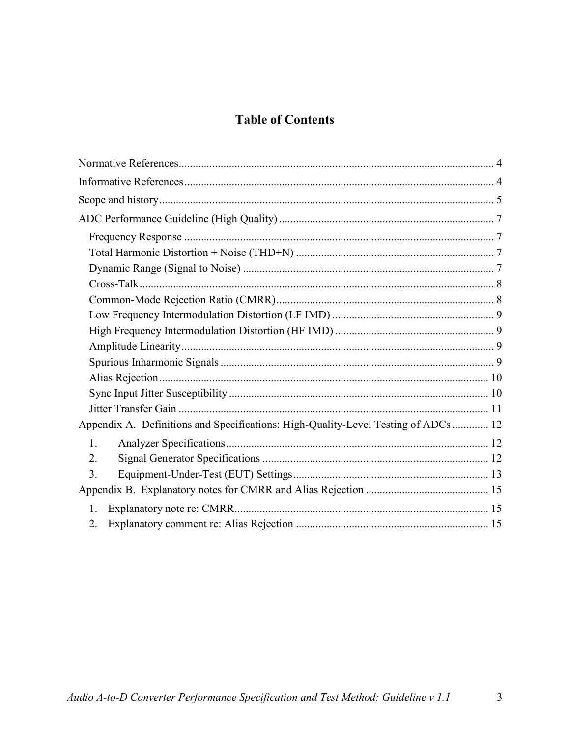# Table of Contents

Normative References ........................................................................................................ 4

Informative References ...................................................................................................... 4

Scope and history ............................................................................................................... 5

ADC Performance Guideline (High Quality) ..................................................................... 7

- Frequency Response ...................................................................................................... 7
- Total Harmonic Distortion + Noise (THD+N) ............................................................... 7
- Dynamic Range (Signal to Noise) .................................................................................. 7
- Cross-Talk ...................................................................................................................... 8
- Common-Mode Rejection Ratio (CMRR) ...................................................................... 8
- Low Frequency Intermodulation Distortion (LF IMD) .................................................. 9
- High Frequency Intermodulation Distortion (HF IMD) ................................................. 9
- Amplitude Linearity ....................................................................................................... 9
- Spurious Inharmonic Signals ......................................................................................... 9
- Alias Rejection ............................................................................................................. 10
- Sync Input Jitter Susceptibility .................................................................................... 10
- Jitter Transfer Gain ...................................................................................................... 11

Appendix A. Definitions and Specifications: High-Quality-Level Testing of ADCs ............. 12

1. Analyzer Specifications .............................................................................................. 12
2. Signal Generator Specifications ................................................................................. 12
3. Equipment-Under-Test (EUT) Settings ...................................................................... 13

Appendix B. Explanatory notes for CMRR and Alias Rejection ......................................... 15

1. Explanatory note re: CMRR ........................................................................................ 15
2. Explanatory comment re: Alias Rejection .................................................................. 15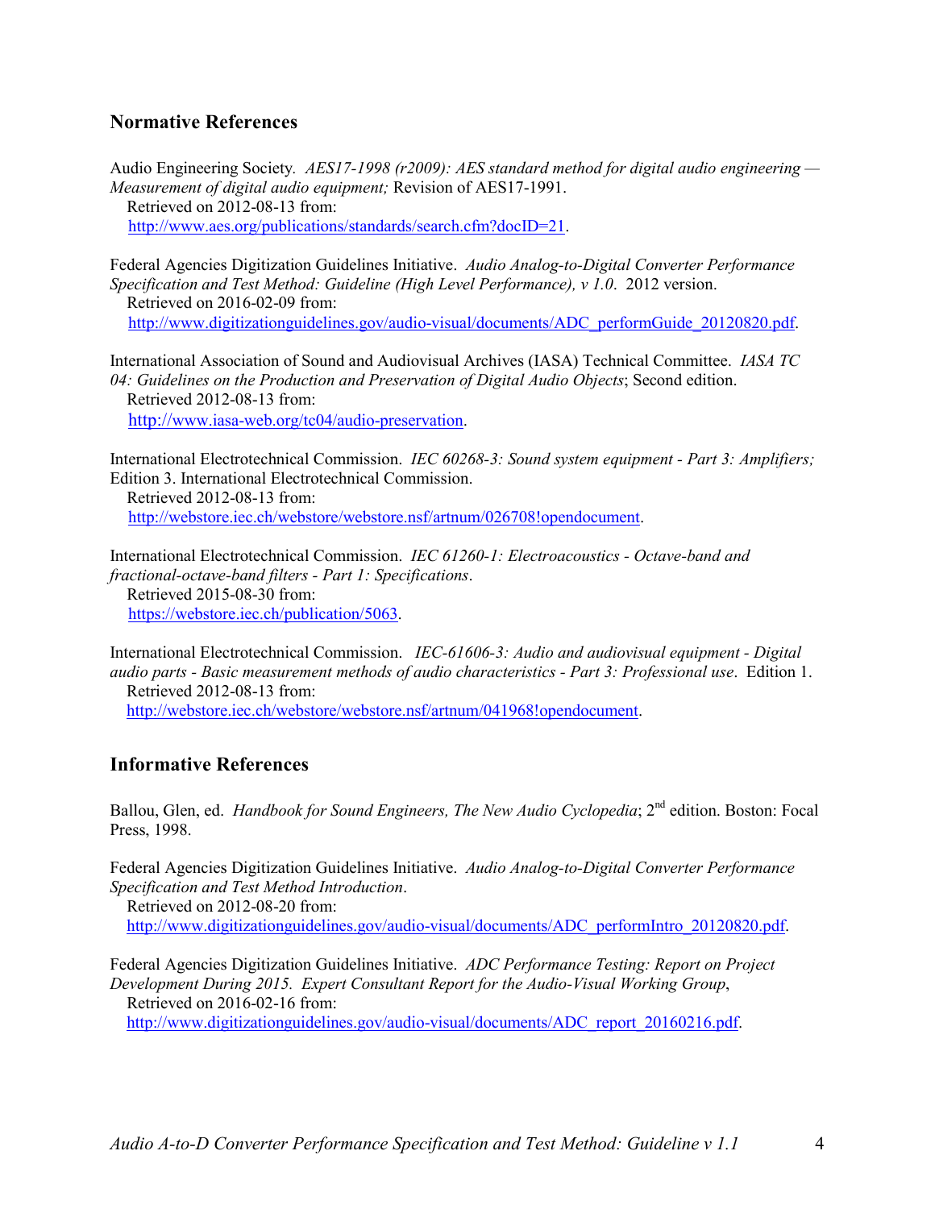## Normative References

Audio Engineering Society. *AES17-1998 (r2009): AES standard method for digital audio engineering — Measurement of digital audio equipment;* Revision of AES17-1991.
Retrieved on 2012-08-13 from:
http://www.aes.org/publications/standards/search.cfm?docID=21.

Federal Agencies Digitization Guidelines Initiative. *Audio Analog-to-Digital Converter Performance Specification and Test Method: Guideline (High Level Performance), v 1.0*. 2012 version.
Retrieved on 2016-02-09 from:
http://www.digitizationguidelines.gov/audio-visual/documents/ADC_performGuide_20120820.pdf.

International Association of Sound and Audiovisual Archives (IASA) Technical Committee. *IASA TC 04: Guidelines on the Production and Preservation of Digital Audio Objects*; Second edition.
Retrieved 2012-08-13 from:
http://www.iasa-web.org/tc04/audio-preservation.

International Electrotechnical Commission. *IEC 60268-3: Sound system equipment - Part 3: Amplifiers;* Edition 3. International Electrotechnical Commission.
Retrieved 2012-08-13 from:
http://webstore.iec.ch/webstore/webstore.nsf/artnum/026708!opendocument.

International Electrotechnical Commission. *IEC 61260-1: Electroacoustics - Octave-band and fractional-octave-band filters - Part 1: Specifications*.
Retrieved 2015-08-30 from:
https://webstore.iec.ch/publication/5063.

International Electrotechnical Commission. *IEC-61606-3: Audio and audiovisual equipment - Digital audio parts - Basic measurement methods of audio characteristics - Part 3: Professional use*. Edition 1.
Retrieved 2012-08-13 from:
http://webstore.iec.ch/webstore/webstore.nsf/artnum/041968!opendocument.

## Informative References

Ballou, Glen, ed. *Handbook for Sound Engineers, The New Audio Cyclopedia*; 2nd edition. Boston: Focal Press, 1998.

Federal Agencies Digitization Guidelines Initiative. *Audio Analog-to-Digital Converter Performance Specification and Test Method Introduction*.
Retrieved on 2012-08-20 from:
http://www.digitizationguidelines.gov/audio-visual/documents/ADC_performIntro_20120820.pdf.

Federal Agencies Digitization Guidelines Initiative. *ADC Performance Testing: Report on Project Development During 2015. Expert Consultant Report for the Audio-Visual Working Group*,
Retrieved on 2016-02-16 from:
http://www.digitizationguidelines.gov/audio-visual/documents/ADC_report_20160216.pdf.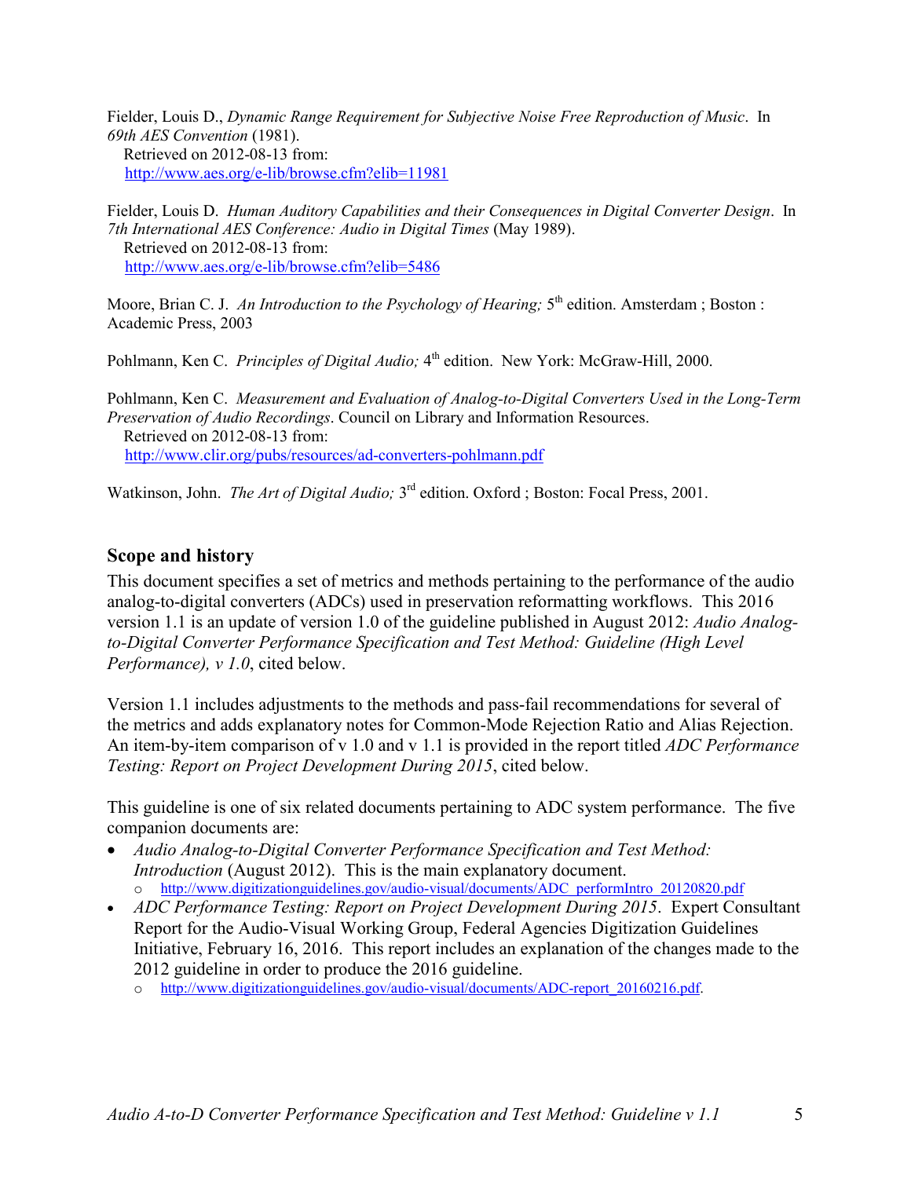Fielder, Louis D., *Dynamic Range Requirement for Subjective Noise Free Reproduction of Music*. In *69th AES Convention* (1981).
Retrieved on 2012-08-13 from:
http://www.aes.org/e-lib/browse.cfm?elib=11981

Fielder, Louis D. *Human Auditory Capabilities and their Consequences in Digital Converter Design*. In *7th International AES Conference: Audio in Digital Times* (May 1989).
Retrieved on 2012-08-13 from:
http://www.aes.org/e-lib/browse.cfm?elib=5486

Moore, Brian C. J. *An Introduction to the Psychology of Hearing;* 5th edition. Amsterdam ; Boston : Academic Press, 2003

Pohlmann, Ken C. *Principles of Digital Audio;* 4th edition. New York: McGraw-Hill, 2000.

Pohlmann, Ken C. *Measurement and Evaluation of Analog-to-Digital Converters Used in the Long-Term Preservation of Audio Recordings*. Council on Library and Information Resources.
Retrieved on 2012-08-13 from:
http://www.clir.org/pubs/resources/ad-converters-pohlmann.pdf

Watkinson, John. *The Art of Digital Audio;* 3rd edition. Oxford ; Boston: Focal Press, 2001.

## Scope and history

This document specifies a set of metrics and methods pertaining to the performance of the audio analog-to-digital converters (ADCs) used in preservation reformatting workflows. This 2016 version 1.1 is an update of version 1.0 of the guideline published in August 2012: *Audio Analog-to-Digital Converter Performance Specification and Test Method: Guideline (High Level Performance), v 1.0*, cited below.

Version 1.1 includes adjustments to the methods and pass-fail recommendations for several of the metrics and adds explanatory notes for Common-Mode Rejection Ratio and Alias Rejection. An item-by-item comparison of v 1.0 and v 1.1 is provided in the report titled *ADC Performance Testing: Report on Project Development During 2015*, cited below.

This guideline is one of six related documents pertaining to ADC system performance. The five companion documents are:

- *Audio Analog-to-Digital Converter Performance Specification and Test Method: Introduction* (August 2012). This is the main explanatory document.
  - http://www.digitizationguidelines.gov/audio-visual/documents/ADC_performIntro_20120820.pdf
- *ADC Performance Testing: Report on Project Development During 2015*. Expert Consultant Report for the Audio-Visual Working Group, Federal Agencies Digitization Guidelines Initiative, February 16, 2016. This report includes an explanation of the changes made to the 2012 guideline in order to produce the 2016 guideline.
  - http://www.digitizationguidelines.gov/audio-visual/documents/ADC-report_20160216.pdf.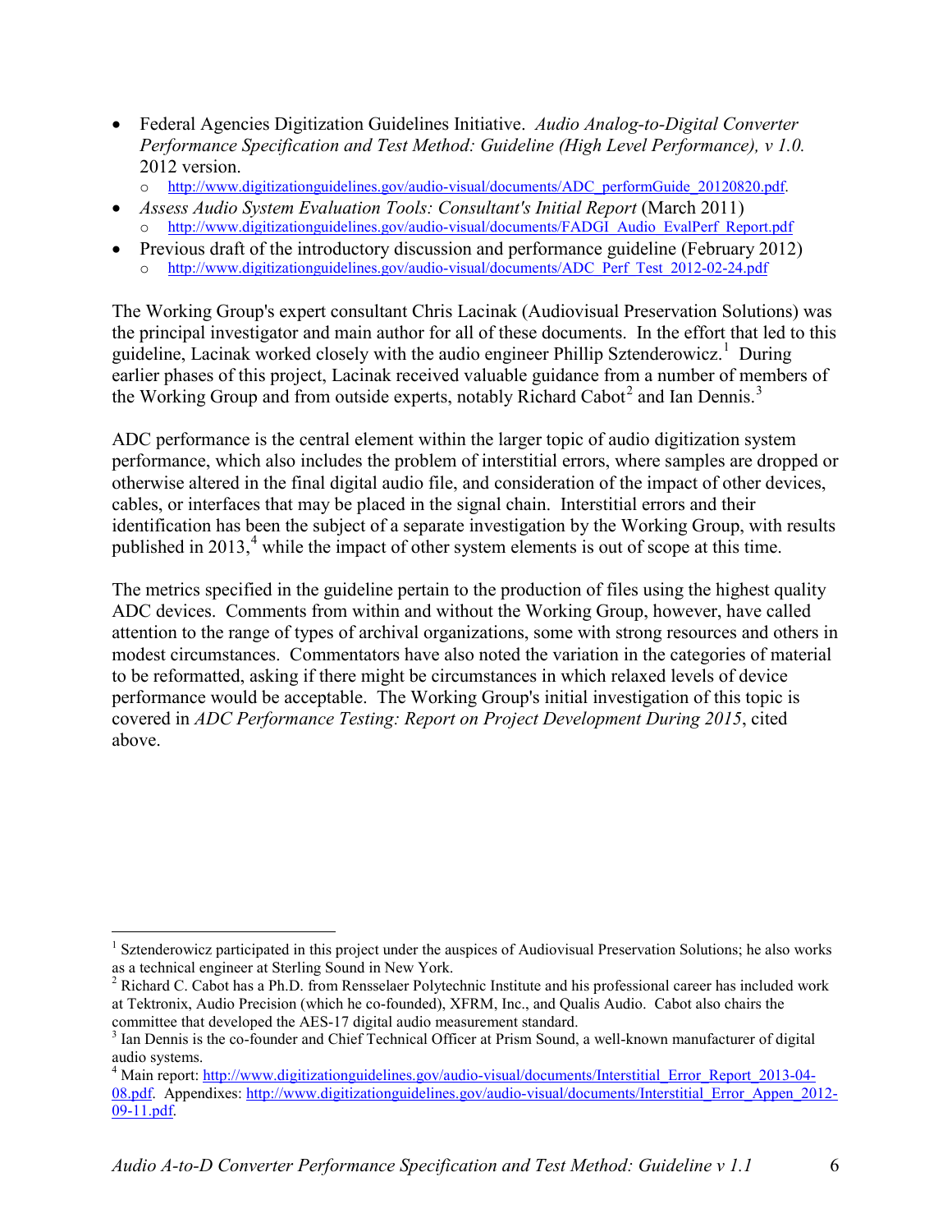- Federal Agencies Digitization Guidelines Initiative. *Audio Analog-to-Digital Converter Performance Specification and Test Method: Guideline (High Level Performance), v 1.0.* 2012 version.
  - http://www.digitizationguidelines.gov/audio-visual/documents/ADC_performGuide_20120820.pdf.
- *Assess Audio System Evaluation Tools: Consultant's Initial Report* (March 2011)
  - http://www.digitizationguidelines.gov/audio-visual/documents/FADGI_Audio_EvalPerf_Report.pdf
- Previous draft of the introductory discussion and performance guideline (February 2012)
  - http://www.digitizationguidelines.gov/audio-visual/documents/ADC_Perf_Test_2012-02-24.pdf

The Working Group's expert consultant Chris Lacinak (Audiovisual Preservation Solutions) was the principal investigator and main author for all of these documents. In the effort that led to this guideline, Lacinak worked closely with the audio engineer Phillip Sztenderowicz.[1] During earlier phases of this project, Lacinak received valuable guidance from a number of members of the Working Group and from outside experts, notably Richard Cabot[2] and Ian Dennis.[3]

ADC performance is the central element within the larger topic of audio digitization system performance, which also includes the problem of interstitial errors, where samples are dropped or otherwise altered in the final digital audio file, and consideration of the impact of other devices, cables, or interfaces that may be placed in the signal chain. Interstitial errors and their identification has been the subject of a separate investigation by the Working Group, with results published in 2013,[4] while the impact of other system elements is out of scope at this time.

The metrics specified in the guideline pertain to the production of files using the highest quality ADC devices. Comments from within and without the Working Group, however, have called attention to the range of types of archival organizations, some with strong resources and others in modest circumstances. Commentators have also noted the variation in the categories of material to be reformatted, asking if there might be circumstances in which relaxed levels of device performance would be acceptable. The Working Group's initial investigation of this topic is covered in *ADC Performance Testing: Report on Project Development During 2015*, cited above.

---

[1] Sztenderowicz participated in this project under the auspices of Audiovisual Preservation Solutions; he also works as a technical engineer at Sterling Sound in New York.

[2] Richard C. Cabot has a Ph.D. from Rensselaer Polytechnic Institute and his professional career has included work at Tektronix, Audio Precision (which he co-founded), XFRM, Inc., and Qualis Audio. Cabot also chairs the committee that developed the AES-17 digital audio measurement standard.

[3] Ian Dennis is the co-founder and Chief Technical Officer at Prism Sound, a well-known manufacturer of digital audio systems.

[4] Main report: http://www.digitizationguidelines.gov/audio-visual/documents/Interstitial_Error_Report_2013-04-08.pdf. Appendixes: http://www.digitizationguidelines.gov/audio-visual/documents/Interstitial_Error_Appen_2012-09-11.pdf.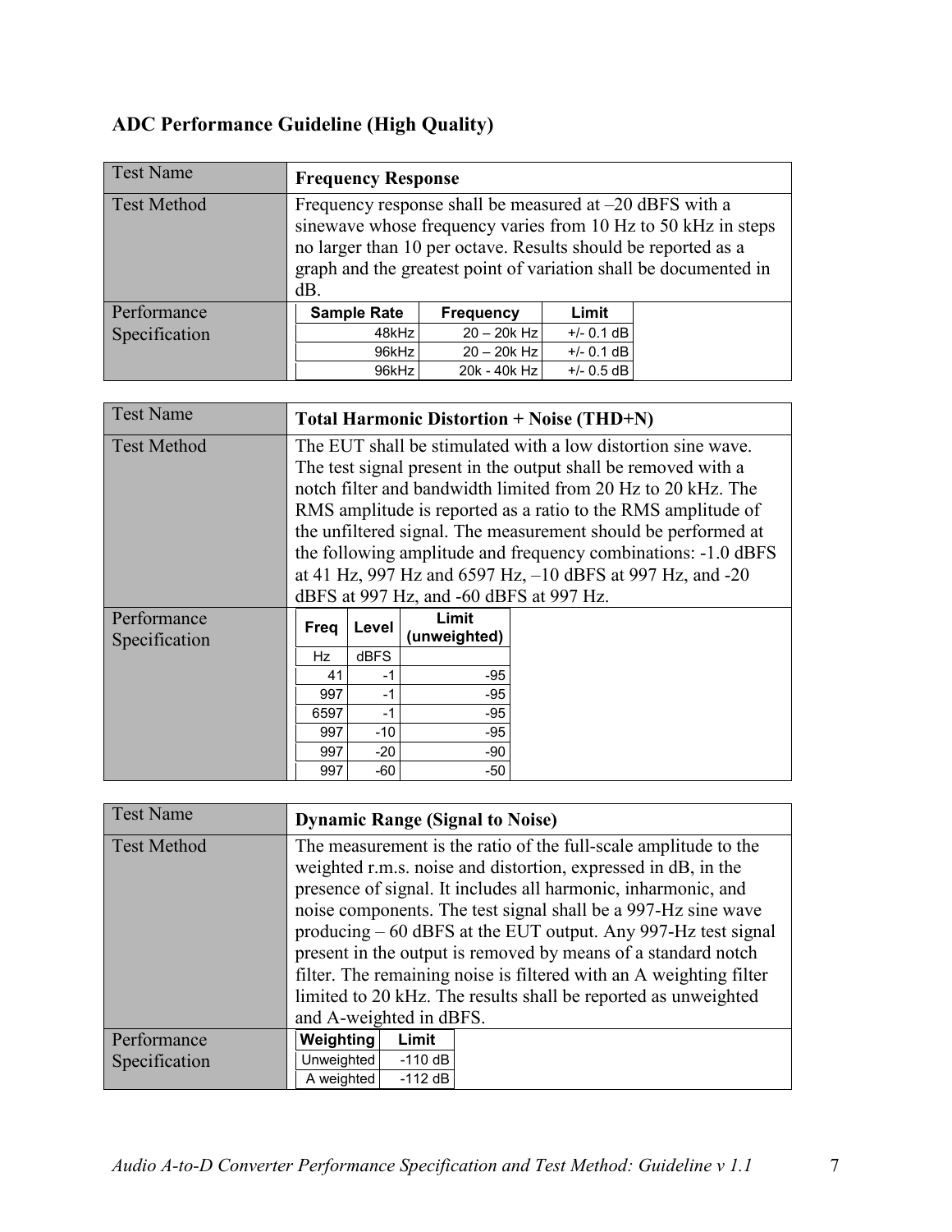## ADC Performance Guideline (High Quality)

| Test Name | **Frequency Response** |
|---|---|
| Test Method | Frequency response shall be measured at –20 dBFS with a sinewave whose frequency varies from 10 Hz to 50 kHz in steps no larger than 10 per octave. Results should be reported as a graph and the greatest point of variation shall be documented in dB. |
| Performance Specification | See table below |

| Sample Rate | Frequency | Limit |
|---|---|---|
| 48kHz | 20 – 20k Hz | +/- 0.1 dB |
| 96kHz | 20 – 20k Hz | +/- 0.1 dB |
| 96kHz | 20k - 40k Hz | +/- 0.5 dB |

| Test Name | **Total Harmonic Distortion + Noise (THD+N)** |
|---|---|
| Test Method | The EUT shall be stimulated with a low distortion sine wave. The test signal present in the output shall be removed with a notch filter and bandwidth limited from 20 Hz to 20 kHz. The RMS amplitude is reported as a ratio to the RMS amplitude of the unfiltered signal. The measurement should be performed at the following amplitude and frequency combinations: -1.0 dBFS at 41 Hz, 997 Hz and 6597 Hz, –10 dBFS at 997 Hz, and -20 dBFS at 997 Hz, and -60 dBFS at 997 Hz. |
| Performance Specification | See table below |

| Freq | Level | Limit (unweighted) |
|---|---|---|
| Hz | dBFS | |
| 41 | -1 | -95 |
| 997 | -1 | -95 |
| 6597 | -1 | -95 |
| 997 | -10 | -95 |
| 997 | -20 | -90 |
| 997 | -60 | -50 |

| Test Name | **Dynamic Range (Signal to Noise)** |
|---|---|
| Test Method | The measurement is the ratio of the full-scale amplitude to the weighted r.m.s. noise and distortion, expressed in dB, in the presence of signal. It includes all harmonic, inharmonic, and noise components. The test signal shall be a 997-Hz sine wave producing – 60 dBFS at the EUT output. Any 997-Hz test signal present in the output is removed by means of a standard notch filter. The remaining noise is filtered with an A weighting filter limited to 20 kHz. The results shall be reported as unweighted and A-weighted in dBFS. |
| Performance Specification | See table below |

| Weighting | Limit |
|---|---|
| Unweighted | -110 dB |
| A weighted | -112 dB |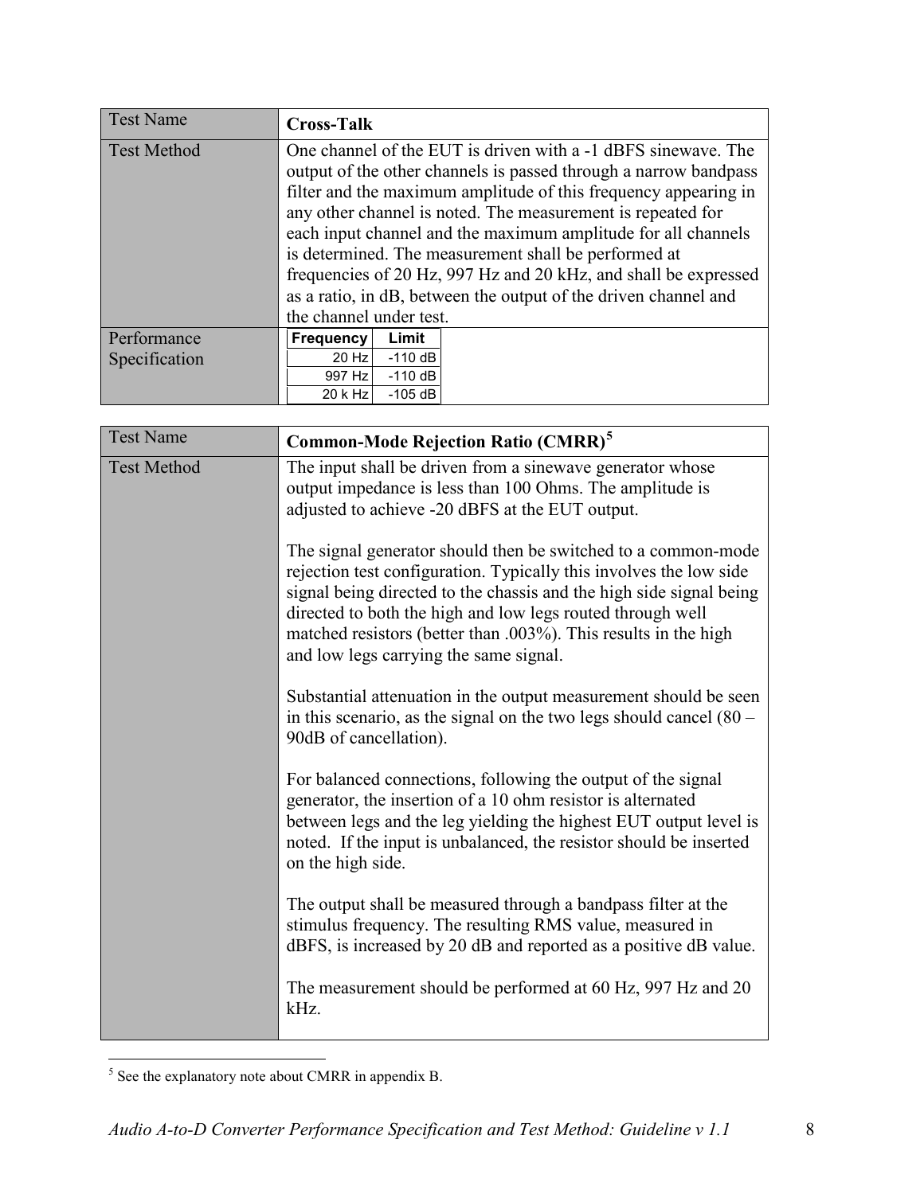| Test Name | **Cross-Talk** |
|---|---|
| Test Method | One channel of the EUT is driven with a -1 dBFS sinewave. The output of the other channels is passed through a narrow bandpass filter and the maximum amplitude of this frequency appearing in any other channel is noted. The measurement is repeated for each input channel and the maximum amplitude for all channels is determined. The measurement shall be performed at frequencies of 20 Hz, 997 Hz and 20 kHz, and shall be expressed as a ratio, in dB, between the output of the driven channel and the channel under test. |
| Performance Specification | **Frequency** / **Limit**: 20 Hz: -110 dB; 997 Hz: -110 dB; 20 k Hz: -105 dB |

| Frequency | Limit |
|---|---|
| 20 Hz | -110 dB |
| 997 Hz | -110 dB |
| 20 k Hz | -105 dB |

| Test Name | **Common-Mode Rejection Ratio (CMRR)**[5] |
|---|---|
| Test Method | The input shall be driven from a sinewave generator whose output impedance is less than 100 Ohms. The amplitude is adjusted to achieve -20 dBFS at the EUT output.<br><br>The signal generator should then be switched to a common-mode rejection test configuration. Typically this involves the low side signal being directed to the chassis and the high side signal being directed to both the high and low legs routed through well matched resistors (better than .003%). This results in the high and low legs carrying the same signal.<br><br>Substantial attenuation in the output measurement should be seen in this scenario, as the signal on the two legs should cancel (80 – 90dB of cancellation).<br><br>For balanced connections, following the output of the signal generator, the insertion of a 10 ohm resistor is alternated between legs and the leg yielding the highest EUT output level is noted. If the input is unbalanced, the resistor should be inserted on the high side.<br><br>The output shall be measured through a bandpass filter at the stimulus frequency. The resulting RMS value, measured in dBFS, is increased by 20 dB and reported as a positive dB value.<br><br>The measurement should be performed at 60 Hz, 997 Hz and 20 kHz. |

[5] See the explanatory note about CMRR in appendix B.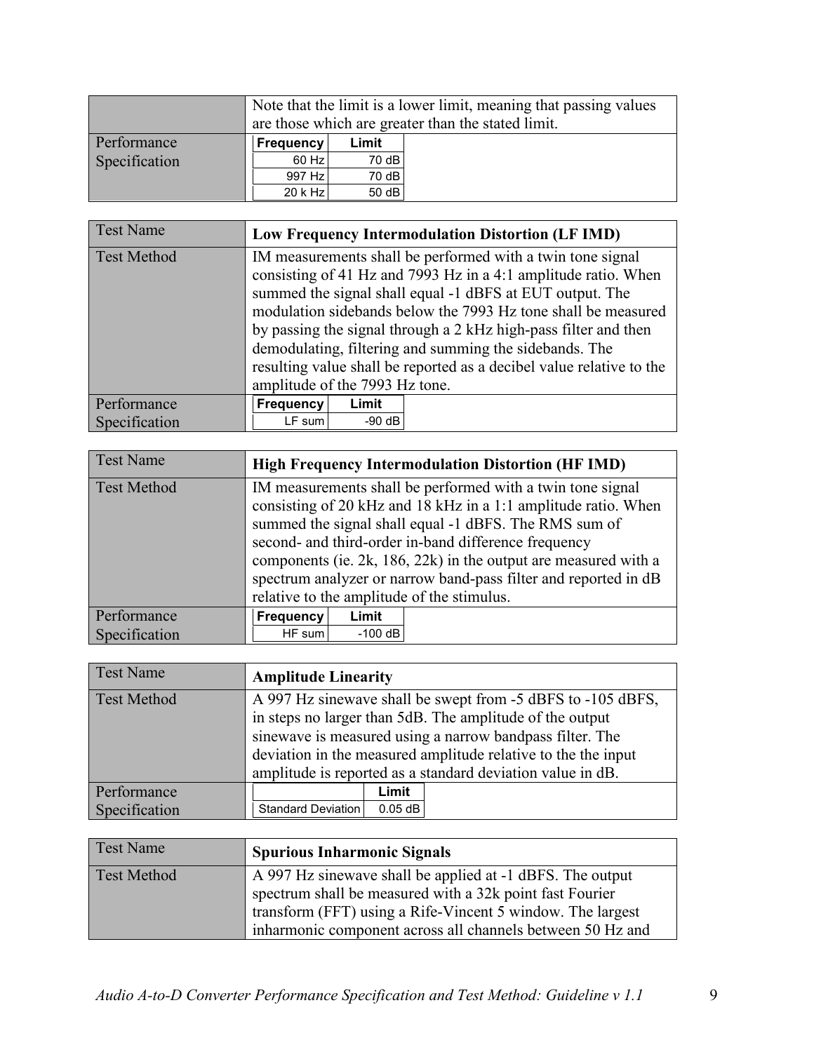| | |
|---|---|
| | Note that the limit is a lower limit, meaning that passing values are those which are greater than the stated limit. |
| Performance Specification | <table><tr><th>Frequency</th><th>Limit</th></tr><tr><td>60 Hz</td><td>70 dB</td></tr><tr><td>997 Hz</td><td>70 dB</td></tr><tr><td>20 k Hz</td><td>50 dB</td></tr></table> |

| Test Name | **Low Frequency Intermodulation Distortion (LF IMD)** |
|---|---|
| Test Method | IM measurements shall be performed with a twin tone signal consisting of 41 Hz and 7993 Hz in a 4:1 amplitude ratio. When summed the signal shall equal -1 dBFS at EUT output. The modulation sidebands below the 7993 Hz tone shall be measured by passing the signal through a 2 kHz high-pass filter and then demodulating, filtering and summing the sidebands. The resulting value shall be reported as a decibel value relative to the amplitude of the 7993 Hz tone. |
| Performance Specification | <table><tr><th>Frequency</th><th>Limit</th></tr><tr><td>LF sum</td><td>-90 dB</td></tr></table> |

| Test Name | **High Frequency Intermodulation Distortion (HF IMD)** |
|---|---|
| Test Method | IM measurements shall be performed with a twin tone signal consisting of 20 kHz and 18 kHz in a 1:1 amplitude ratio. When summed the signal shall equal -1 dBFS. The RMS sum of second- and third-order in-band difference frequency components (ie. 2k, 186, 22k) in the output are measured with a spectrum analyzer or narrow band-pass filter and reported in dB relative to the amplitude of the stimulus. |
| Performance Specification | <table><tr><th>Frequency</th><th>Limit</th></tr><tr><td>HF sum</td><td>-100 dB</td></tr></table> |

| Test Name | **Amplitude Linearity** |
|---|---|
| Test Method | A 997 Hz sinewave shall be swept from -5 dBFS to -105 dBFS, in steps no larger than 5dB. The amplitude of the output sinewave is measured using a narrow bandpass filter. The deviation in the measured amplitude relative to the the input amplitude is reported as a standard deviation value in dB. |
| Performance Specification | <table><tr><th></th><th>Limit</th></tr><tr><td>Standard Deviation</td><td>0.05 dB</td></tr></table> |

| Test Name | **Spurious Inharmonic Signals** |
|---|---|
| Test Method | A 997 Hz sinewave shall be applied at -1 dBFS. The output spectrum shall be measured with a 32k point fast Fourier transform (FFT) using a Rife-Vincent 5 window. The largest inharmonic component across all channels between 50 Hz and |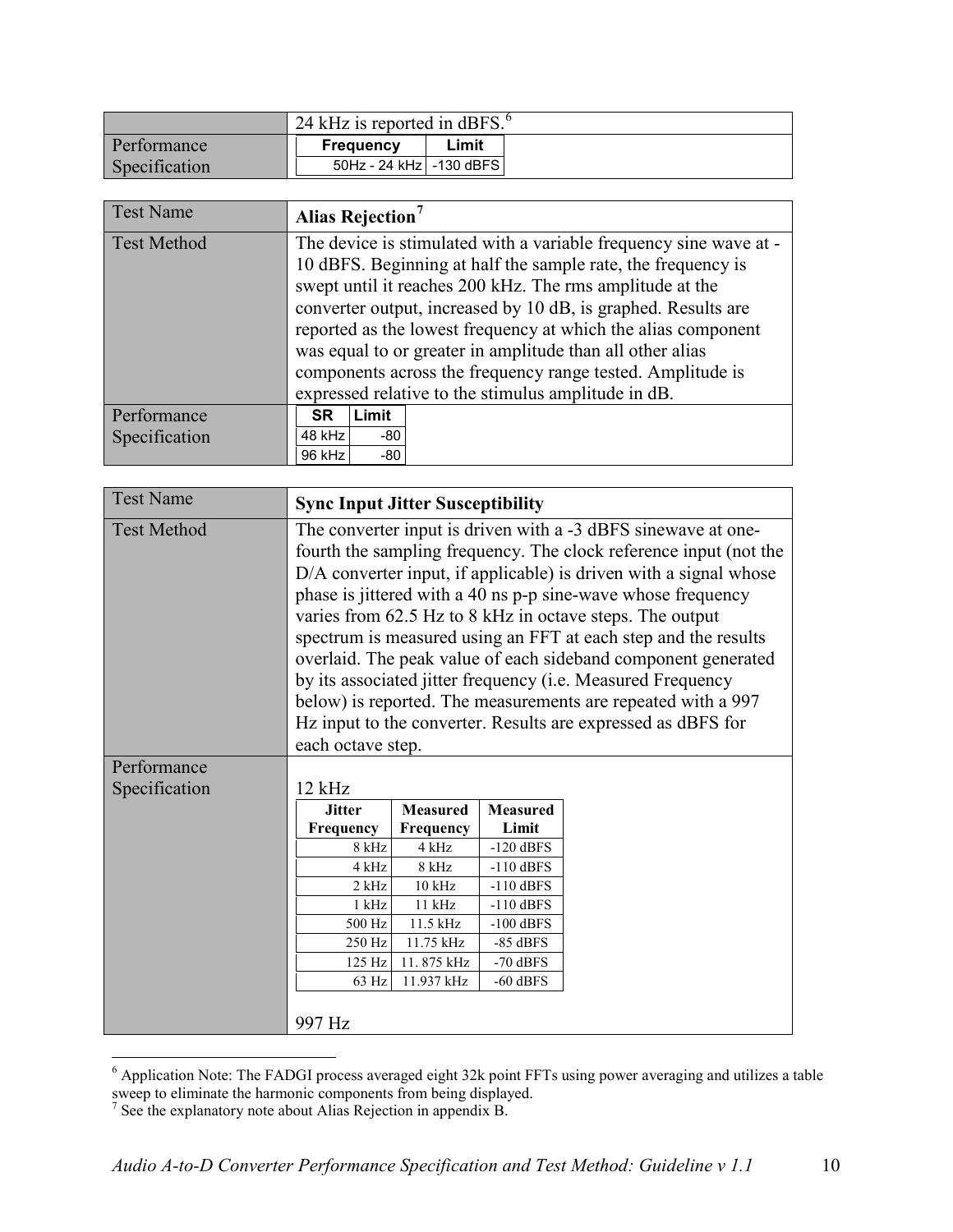| | |
|---|---|
| | 24 kHz is reported in dBFS.[6] |
| Performance Specification | <table><tr><th>Frequency</th><th>Limit</th></tr><tr><td>50Hz - 24 kHz</td><td>-130 dBFS</td></tr></table> |

| | |
|---|---|
| Test Name | **Alias Rejection**[7] |
| Test Method | The device is stimulated with a variable frequency sine wave at -10 dBFS. Beginning at half the sample rate, the frequency is swept until it reaches 200 kHz. The rms amplitude at the converter output, increased by 10 dB, is graphed. Results are reported as the lowest frequency at which the alias component was equal to or greater in amplitude than all other alias components across the frequency range tested. Amplitude is expressed relative to the stimulus amplitude in dB. |
| Performance Specification | <table><tr><th>SR</th><th>Limit</th></tr><tr><td>48 kHz</td><td>-80</td></tr><tr><td>96 kHz</td><td>-80</td></tr></table> |

| | |
|---|---|
| Test Name | **Sync Input Jitter Susceptibility** |
| Test Method | The converter input is driven with a -3 dBFS sinewave at one-fourth the sampling frequency. The clock reference input (not the D/A converter input, if applicable) is driven with a signal whose phase is jittered with a 40 ns p-p sine-wave whose frequency varies from 62.5 Hz to 8 kHz in octave steps. The output spectrum is measured using an FFT at each step and the results overlaid. The peak value of each sideband component generated by its associated jitter frequency (i.e. Measured Frequency below) is reported. The measurements are repeated with a 997 Hz input to the converter. Results are expressed as dBFS for each octave step. |
| Performance Specification | 12 kHz<br><table><tr><th>Jitter Frequency</th><th>Measured Frequency</th><th>Measured Limit</th></tr><tr><td>8 kHz</td><td>4 kHz</td><td>-120 dBFS</td></tr><tr><td>4 kHz</td><td>8 kHz</td><td>-110 dBFS</td></tr><tr><td>2 kHz</td><td>10 kHz</td><td>-110 dBFS</td></tr><tr><td>1 kHz</td><td>11 kHz</td><td>-110 dBFS</td></tr><tr><td>500 Hz</td><td>11.5 kHz</td><td>-100 dBFS</td></tr><tr><td>250 Hz</td><td>11.75 kHz</td><td>-85 dBFS</td></tr><tr><td>125 Hz</td><td>11. 875 kHz</td><td>-70 dBFS</td></tr><tr><td>63 Hz</td><td>11.937 kHz</td><td>-60 dBFS</td></tr></table><br>997 Hz |

[6] Application Note: The FADGI process averaged eight 32k point FFTs using power averaging and utilizes a table sweep to eliminate the harmonic components from being displayed.

[7] See the explanatory note about Alias Rejection in appendix B.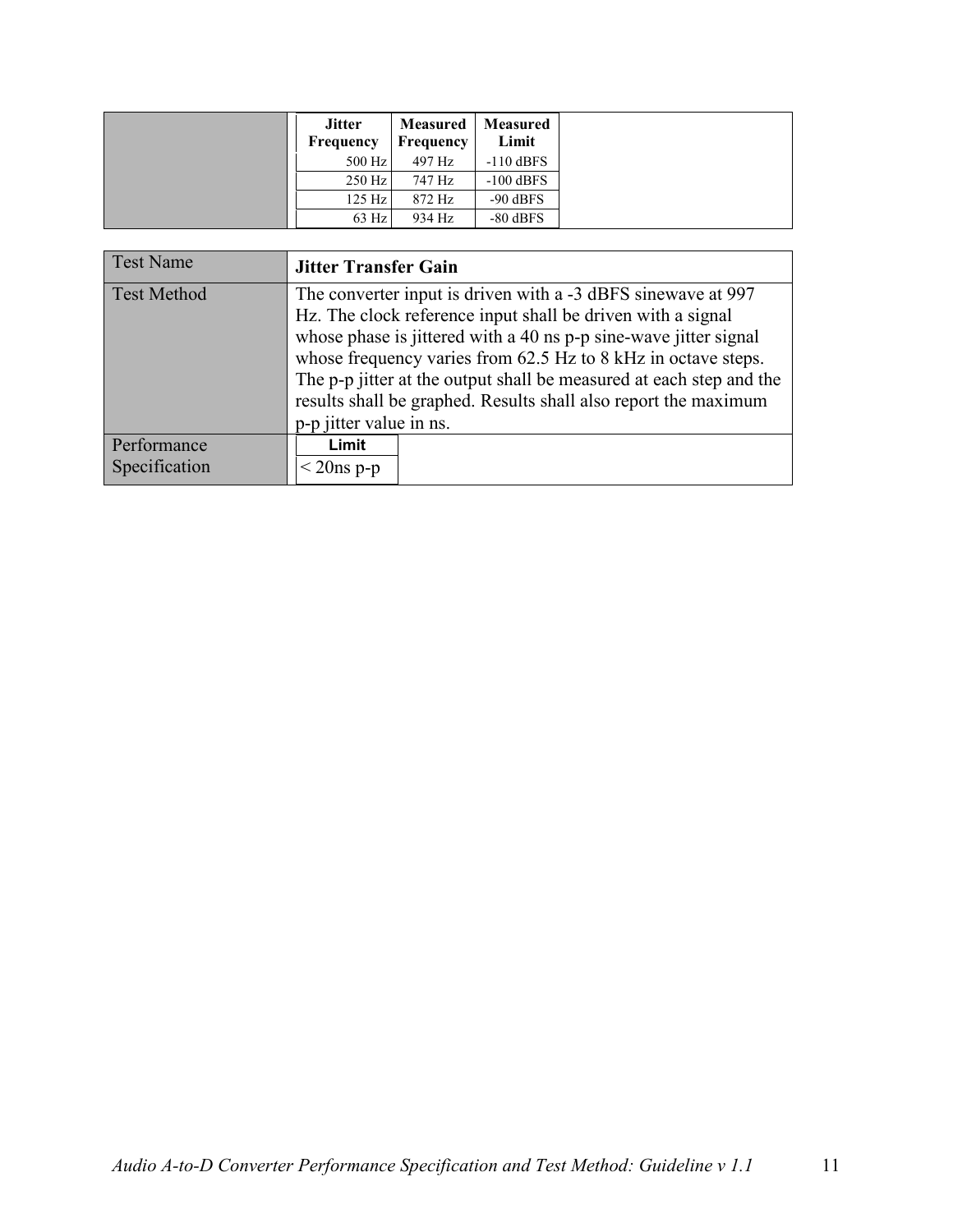| Jitter Frequency | Measured Frequency | Measured Limit |
|---|---|---|
| 500 Hz | 497 Hz | -110 dBFS |
| 250 Hz | 747 Hz | -100 dBFS |
| 125 Hz | 872 Hz | -90 dBFS |
| 63 Hz | 934 Hz | -80 dBFS |

| Test Name | **Jitter Transfer Gain** |
|---|---|
| Test Method | The converter input is driven with a -3 dBFS sinewave at 997 Hz. The clock reference input shall be driven with a signal whose phase is jittered with a 40 ns p-p sine-wave jitter signal whose frequency varies from 62.5 Hz to 8 kHz in octave steps. The p-p jitter at the output shall be measured at each step and the results shall be graphed. Results shall also report the maximum p-p jitter value in ns. |
| Performance Specification | **Limit**<br>< 20ns p-p |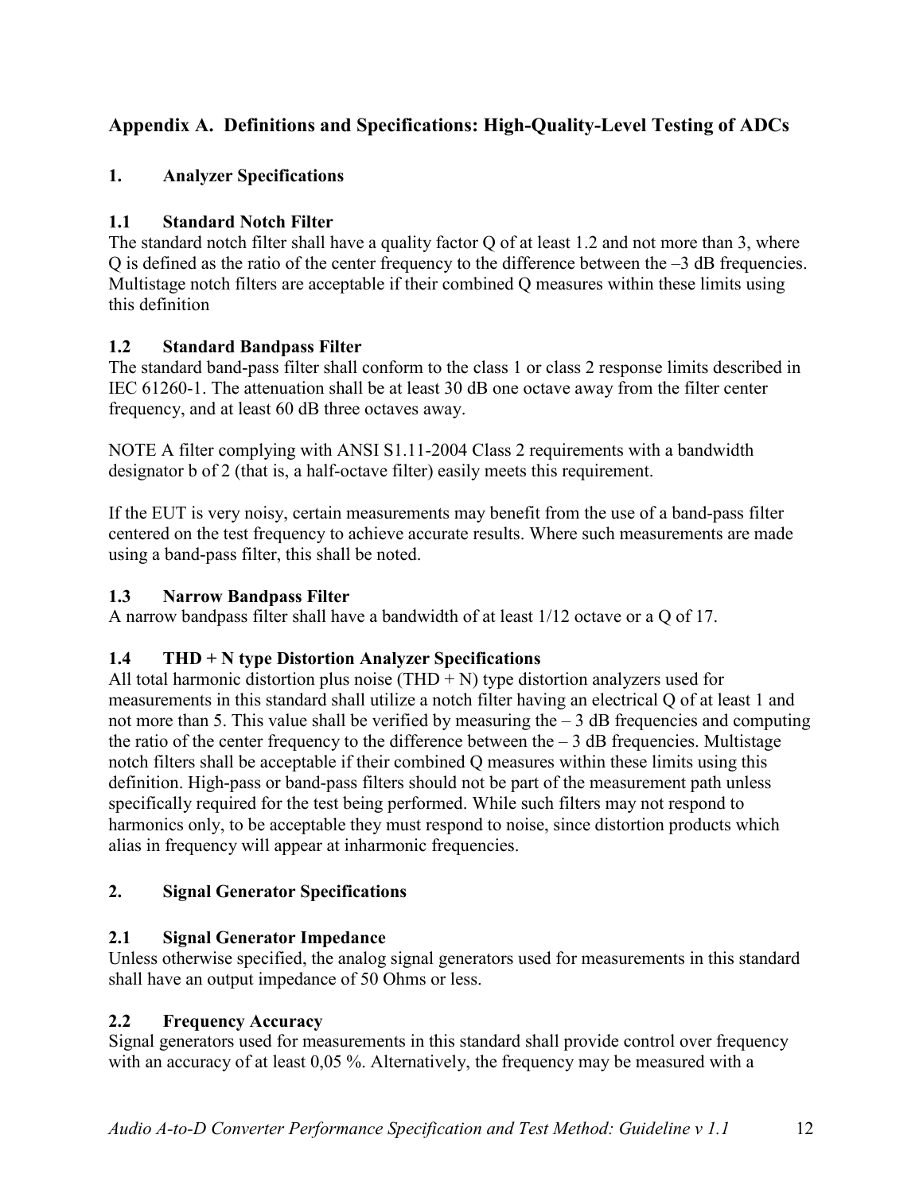# Appendix A. Definitions and Specifications: High-Quality-Level Testing of ADCs

## 1. Analyzer Specifications

### 1.1 Standard Notch Filter

The standard notch filter shall have a quality factor Q of at least 1.2 and not more than 3, where Q is defined as the ratio of the center frequency to the difference between the –3 dB frequencies. Multistage notch filters are acceptable if their combined Q measures within these limits using this definition

### 1.2 Standard Bandpass Filter

The standard band-pass filter shall conform to the class 1 or class 2 response limits described in IEC 61260-1. The attenuation shall be at least 30 dB one octave away from the filter center frequency, and at least 60 dB three octaves away.

NOTE A filter complying with ANSI S1.11-2004 Class 2 requirements with a bandwidth designator b of 2 (that is, a half-octave filter) easily meets this requirement.

If the EUT is very noisy, certain measurements may benefit from the use of a band-pass filter centered on the test frequency to achieve accurate results. Where such measurements are made using a band-pass filter, this shall be noted.

### 1.3 Narrow Bandpass Filter

A narrow bandpass filter shall have a bandwidth of at least 1/12 octave or a Q of 17.

### 1.4 THD + N type Distortion Analyzer Specifications

All total harmonic distortion plus noise (THD + N) type distortion analyzers used for measurements in this standard shall utilize a notch filter having an electrical Q of at least 1 and not more than 5. This value shall be verified by measuring the – 3 dB frequencies and computing the ratio of the center frequency to the difference between the – 3 dB frequencies. Multistage notch filters shall be acceptable if their combined Q measures within these limits using this definition. High-pass or band-pass filters should not be part of the measurement path unless specifically required for the test being performed. While such filters may not respond to harmonics only, to be acceptable they must respond to noise, since distortion products which alias in frequency will appear at inharmonic frequencies.

## 2. Signal Generator Specifications

### 2.1 Signal Generator Impedance

Unless otherwise specified, the analog signal generators used for measurements in this standard shall have an output impedance of 50 Ohms or less.

### 2.2 Frequency Accuracy

Signal generators used for measurements in this standard shall provide control over frequency with an accuracy of at least 0,05 %. Alternatively, the frequency may be measured with a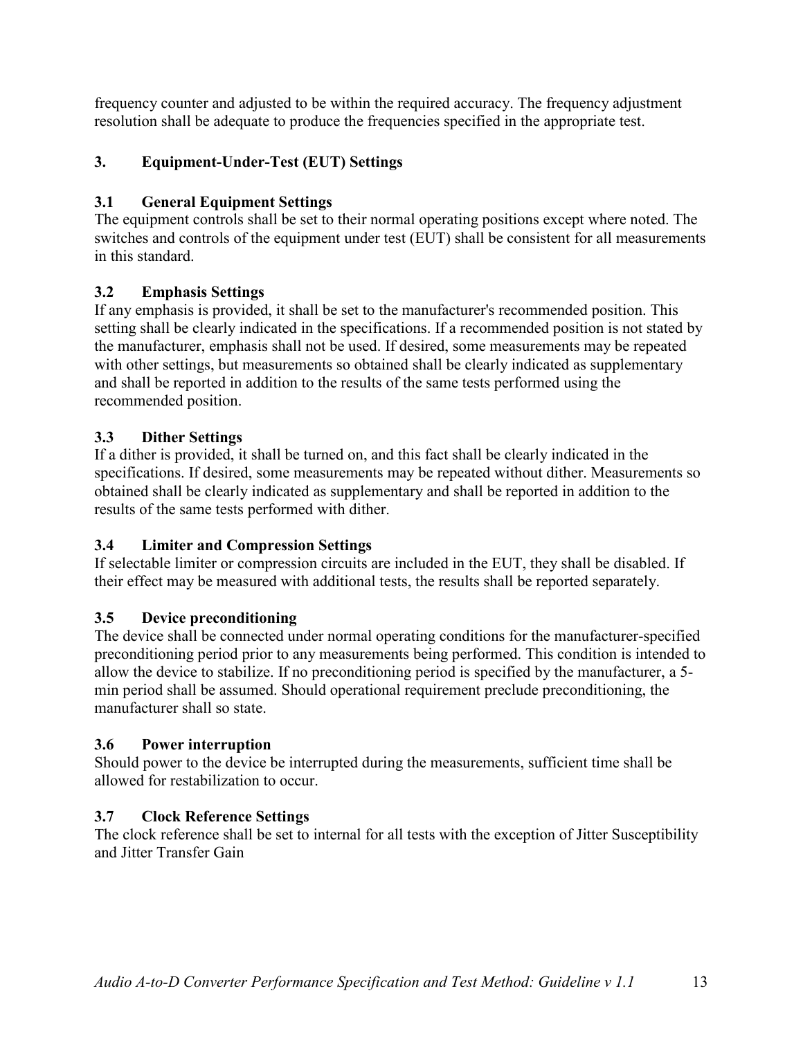frequency counter and adjusted to be within the required accuracy. The frequency adjustment resolution shall be adequate to produce the frequencies specified in the appropriate test.

## 3. Equipment-Under-Test (EUT) Settings

### 3.1 General Equipment Settings

The equipment controls shall be set to their normal operating positions except where noted. The switches and controls of the equipment under test (EUT) shall be consistent for all measurements in this standard.

### 3.2 Emphasis Settings

If any emphasis is provided, it shall be set to the manufacturer's recommended position. This setting shall be clearly indicated in the specifications. If a recommended position is not stated by the manufacturer, emphasis shall not be used. If desired, some measurements may be repeated with other settings, but measurements so obtained shall be clearly indicated as supplementary and shall be reported in addition to the results of the same tests performed using the recommended position.

### 3.3 Dither Settings

If a dither is provided, it shall be turned on, and this fact shall be clearly indicated in the specifications. If desired, some measurements may be repeated without dither. Measurements so obtained shall be clearly indicated as supplementary and shall be reported in addition to the results of the same tests performed with dither.

### 3.4 Limiter and Compression Settings

If selectable limiter or compression circuits are included in the EUT, they shall be disabled. If their effect may be measured with additional tests, the results shall be reported separately.

### 3.5 Device preconditioning

The device shall be connected under normal operating conditions for the manufacturer-specified preconditioning period prior to any measurements being performed. This condition is intended to allow the device to stabilize. If no preconditioning period is specified by the manufacturer, a 5-min period shall be assumed. Should operational requirement preclude preconditioning, the manufacturer shall so state.

### 3.6 Power interruption

Should power to the device be interrupted during the measurements, sufficient time shall be allowed for restabilization to occur.

### 3.7 Clock Reference Settings

The clock reference shall be set to internal for all tests with the exception of Jitter Susceptibility and Jitter Transfer Gain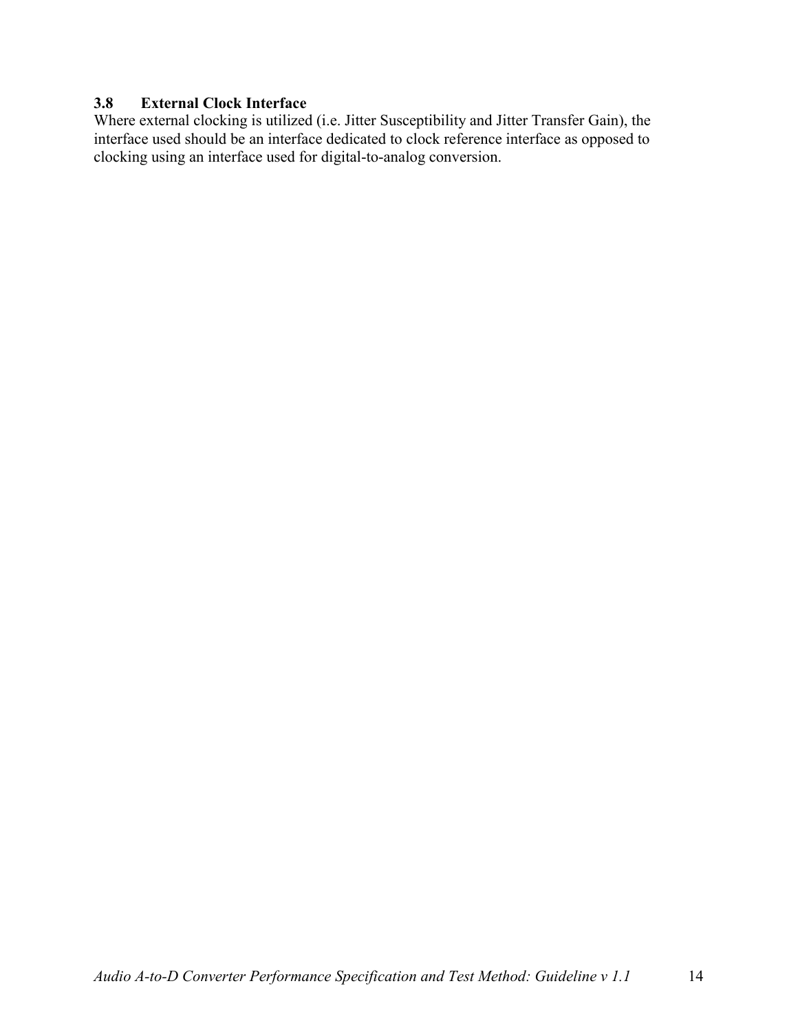### 3.8 External Clock Interface

Where external clocking is utilized (i.e. Jitter Susceptibility and Jitter Transfer Gain), the interface used should be an interface dedicated to clock reference interface as opposed to clocking using an interface used for digital-to-analog conversion.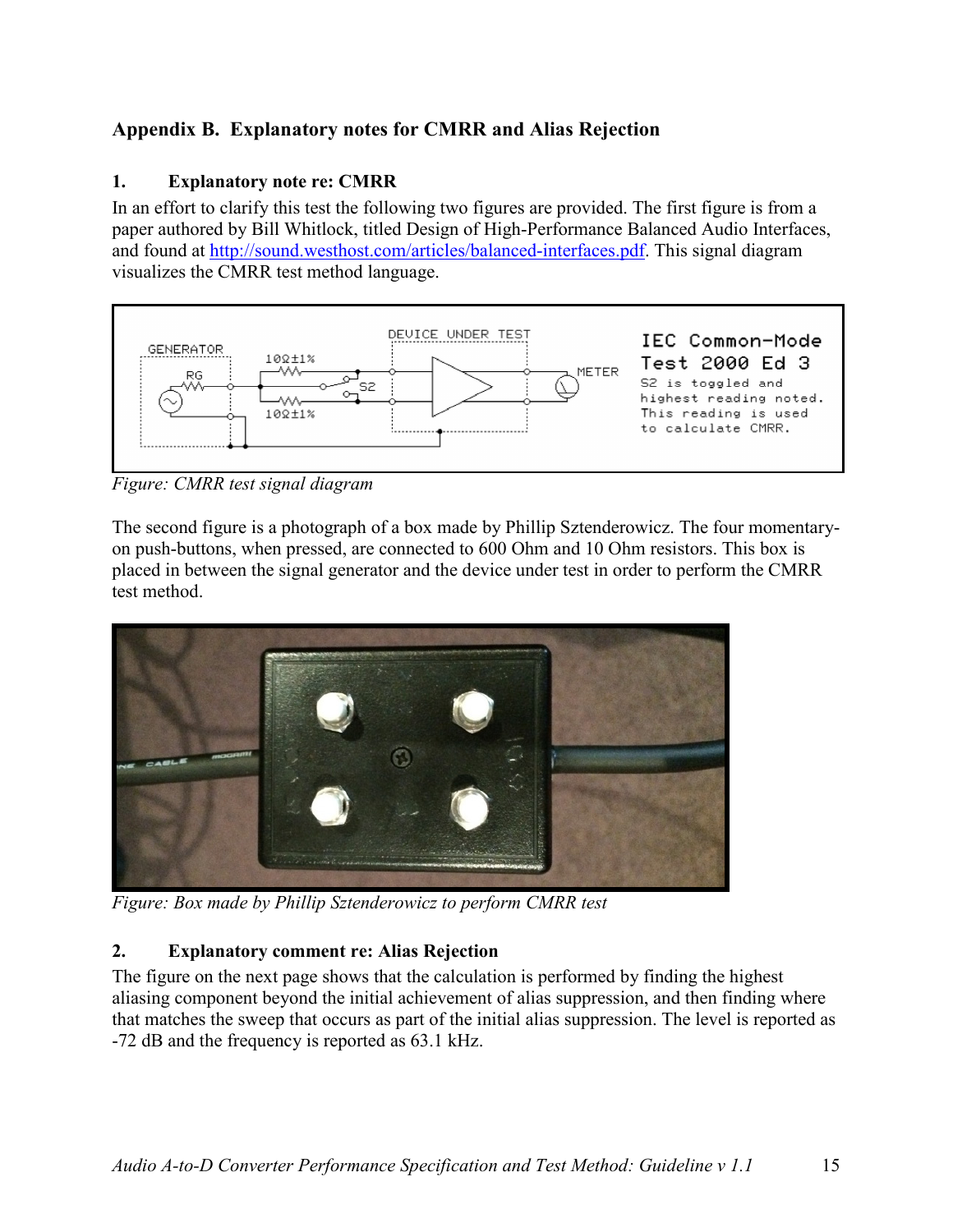## Appendix B. Explanatory notes for CMRR and Alias Rejection

### 1. Explanatory note re: CMRR

In an effort to clarify this test the following two figures are provided. The first figure is from a paper authored by Bill Whitlock, titled Design of High-Performance Balanced Audio Interfaces, and found at http://sound.westhost.com/articles/balanced-interfaces.pdf. This signal diagram visualizes the CMRR test method language.

*Figure: CMRR test signal diagram*

The second figure is a photograph of a box made by Phillip Sztenderowicz. The four momentary-on push-buttons, when pressed, are connected to 600 Ohm and 10 Ohm resistors. This box is placed in between the signal generator and the device under test in order to perform the CMRR test method.

*Figure: Box made by Phillip Sztenderowicz to perform CMRR test*

### 2. Explanatory comment re: Alias Rejection

The figure on the next page shows that the calculation is performed by finding the highest aliasing component beyond the initial achievement of alias suppression, and then finding where that matches the sweep that occurs as part of the initial alias suppression. The level is reported as -72 dB and the frequency is reported as 63.1 kHz.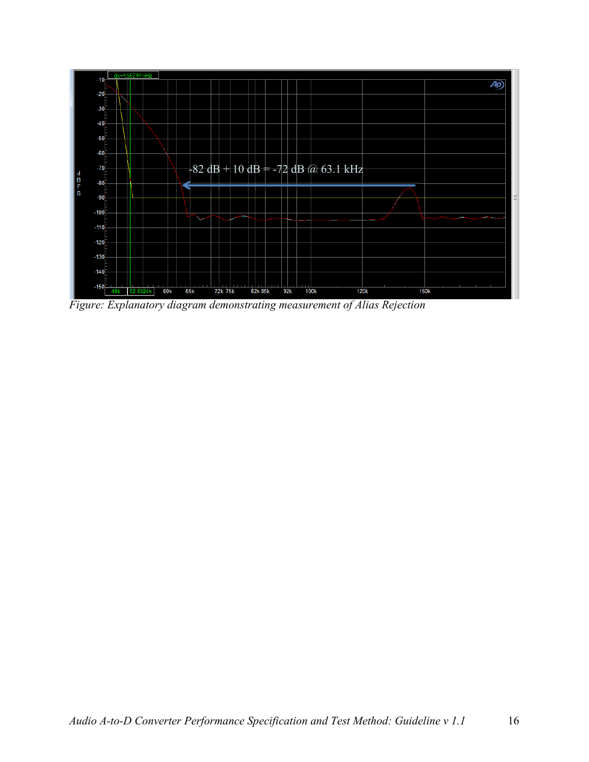dx=4.55244 kHz

-10
-20
-30
-40
-50
-60
-70
-80
-90
-100
-110
-120
-130
-140
-150

d B F S

-82 dB + 10 dB = -72 dB @ 63.1 kHz

48k 52.5524k 60k 65k 72k 75k 82k 85k 92k 100k 120k 150k

*Figure: Explanatory diagram demonstrating measurement of Alias Rejection*